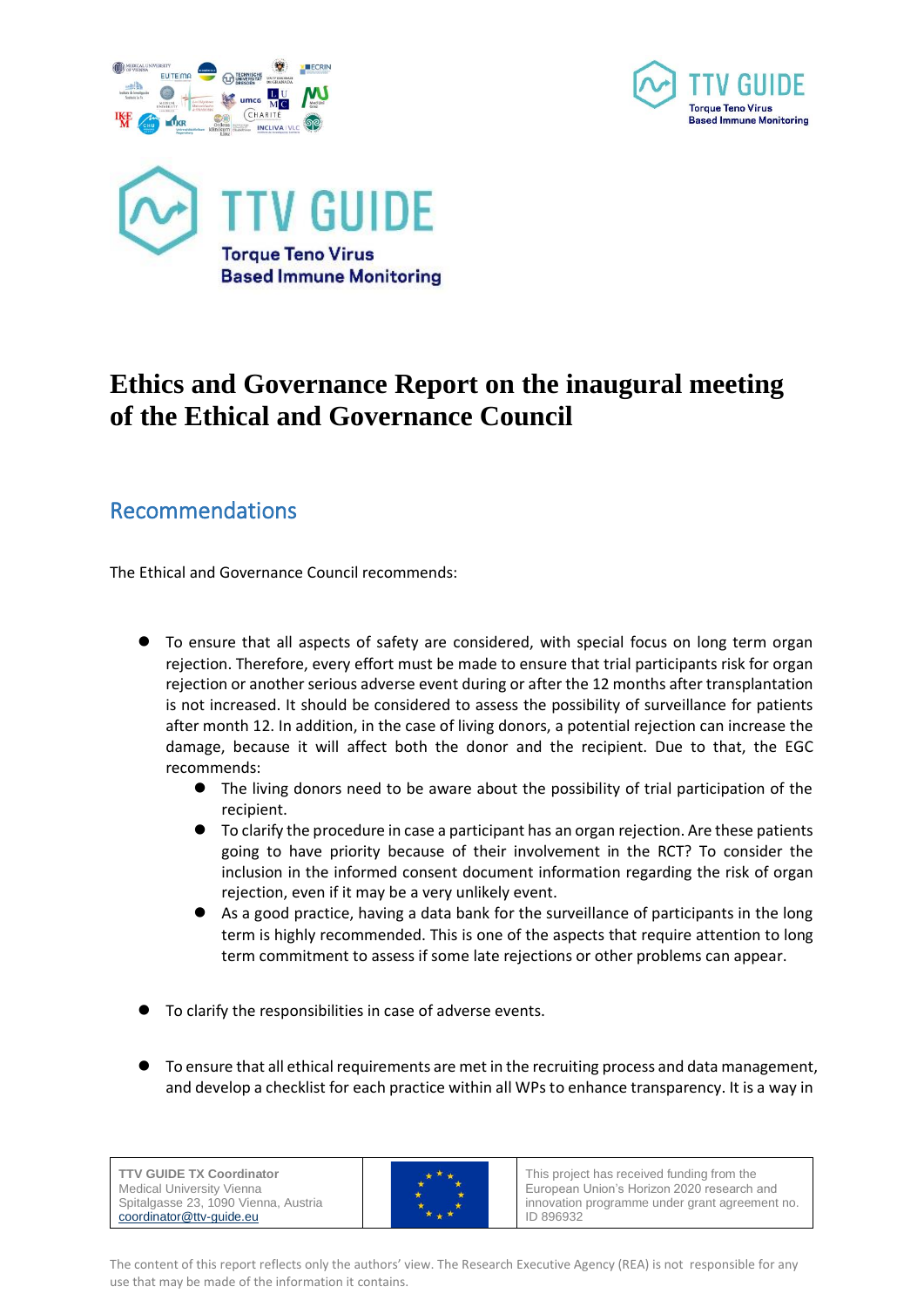# Ethics and Governance Report on the inaugural meeting of the Ethical and Governance Council

## Recommendations

The Ethical and Governance Council recommends:

- To ensure that all aspects of safety are considered, with special focus on long term organ rejection. Therefore, every effort must be made to ensure that trial participants risk for organ rejection or another serious adverse event during or after the 12 months after transplantation is not increased. It should be considered to assess the possibility of surveillance for patients after month 12. In addition, in the case of living donors, a potential rejection can increase the damage, because it will affect both the donor and the recipient. Due to that, the EGC recommends:
  - The living donors need to be aware about the possibility of trial participation of the recipient.
  - To clarify the procedure in case a participant has an organ rejection. Are these patients going to have priority because of their involvement in the RCT? To consider the inclusion in the informed consent document information regarding the risk of organ rejection, even if it may be a very unlikely event.
  - As a good practice, having a data bank for the surveillance of participants in the long term is highly recommended. This is one of the aspects that require attention to long term commitment to assess if some late rejections or other problems can appear.

- To clarify the responsibilities in case of adverse events.

- To ensure that all ethical requirements are met in the recruiting process and data management, and develop a checklist for each practice within all WPs to enhance transparency. It is a way in

| TTV GUIDE TX Coordinator<br>Medical University Vienna<br>Spitalgasse 23, 1090 Vienna, Austria<br>coordinator@ttv-guide.eu | | This project has received funding from the European Union's Horizon 2020 research and innovation programme under grant agreement no. ID 896932 |
|---|---|---|

The content of this report reflects only the authors' view. The Research Executive Agency (REA) is not responsible for any use that may be made of the information it contains.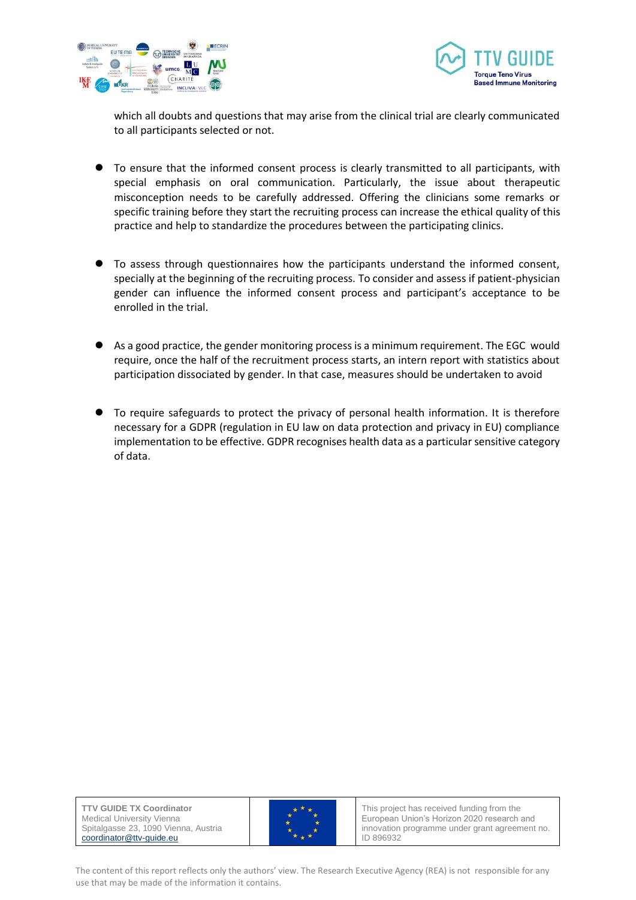which all doubts and questions that may arise from the clinical trial are clearly communicated to all participants selected or not.

- To ensure that the informed consent process is clearly transmitted to all participants, with special emphasis on oral communication. Particularly, the issue about therapeutic misconception needs to be carefully addressed. Offering the clinicians some remarks or specific training before they start the recruiting process can increase the ethical quality of this practice and help to standardize the procedures between the participating clinics.

- To assess through questionnaires how the participants understand the informed consent, specially at the beginning of the recruiting process. To consider and assess if patient-physician gender can influence the informed consent process and participant's acceptance to be enrolled in the trial.

- As a good practice, the gender monitoring process is a minimum requirement. The EGC would require, once the half of the recruitment process starts, an intern report with statistics about participation dissociated by gender. In that case, measures should be undertaken to avoid

- To require safeguards to protect the privacy of personal health information. It is therefore necessary for a GDPR (regulation in EU law on data protection and privacy in EU) compliance implementation to be effective. GDPR recognises health data as a particular sensitive category of data.

| | | |
|---|---|---|
| **TTV GUIDE TX Coordinator**<br>Medical University Vienna<br>Spitalgasse 23, 1090 Vienna, Austria<br>coordinator@ttv-guide.eu | | This project has received funding from the European Union's Horizon 2020 research and innovation programme under grant agreement no. ID 896932 |

The content of this report reflects only the authors' view. The Research Executive Agency (REA) is not responsible for any use that may be made of the information it contains.